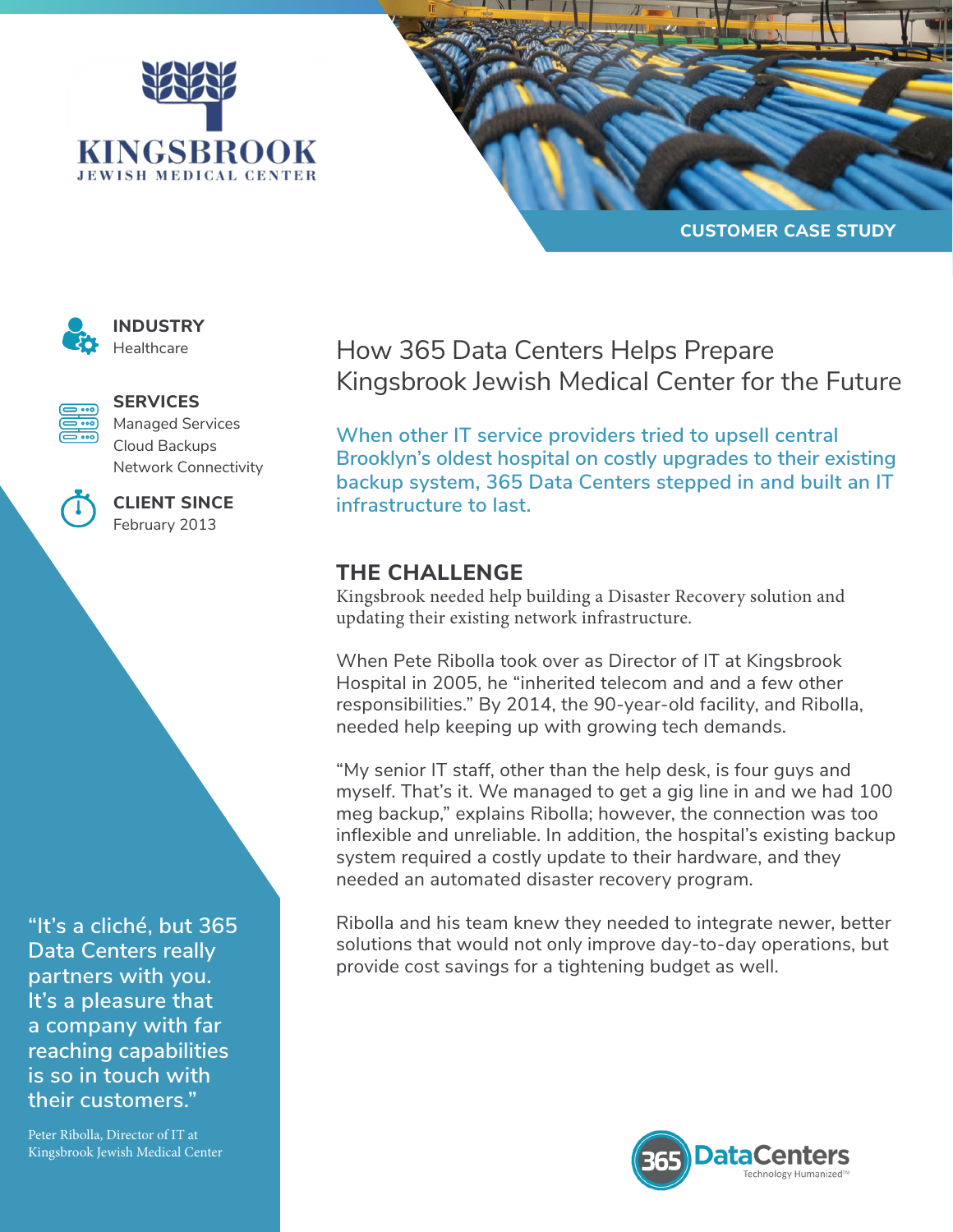KINGSBROOK
JEWISH MEDICAL CENTER

CUSTOMER CASE STUDY

**INDUSTRY**
Healthcare

**SERVICES**
Managed Services
Cloud Backups
Network Connectivity

**CLIENT SINCE**
February 2013

# How 365 Data Centers Helps Prepare Kingsbrook Jewish Medical Center for the Future

When other IT service providers tried to upsell central Brooklyn's oldest hospital on costly upgrades to their existing backup system, 365 Data Centers stepped in and built an IT infrastructure to last.

## THE CHALLENGE

Kingsbrook needed help building a Disaster Recovery solution and updating their existing network infrastructure.

When Pete Ribolla took over as Director of IT at Kingsbrook Hospital in 2005, he "inherited telecom and and a few other responsibilities." By 2014, the 90-year-old facility, and Ribolla, needed help keeping up with growing tech demands.

"My senior IT staff, other than the help desk, is four guys and myself. That's it. We managed to get a gig line in and we had 100 meg backup," explains Ribolla; however, the connection was too inflexible and unreliable. In addition, the hospital's existing backup system required a costly update to their hardware, and they needed an automated disaster recovery program.

Ribolla and his team knew they needed to integrate newer, better solutions that would not only improve day-to-day operations, but provide cost savings for a tightening budget as well.

"It's a cliché, but 365 Data Centers really partners with you. It's a pleasure that a company with far reaching capabilities is so in touch with their customers."

Peter Ribolla, Director of IT at Kingsbrook Jewish Medical Center

365 DataCenters
Technology Humanized™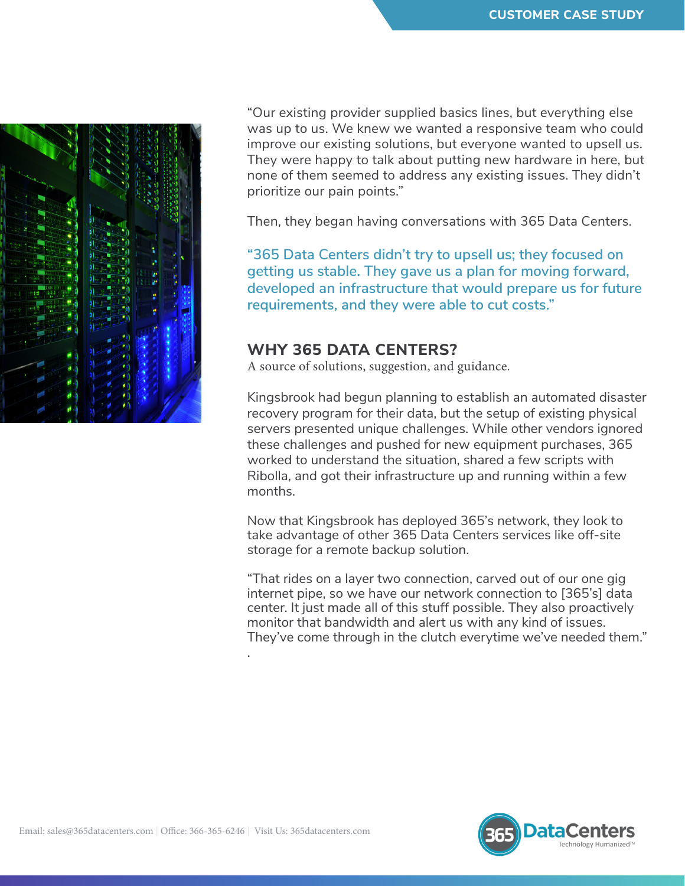"Our existing provider supplied basics lines, but everything else was up to us. We knew we wanted a responsive team who could improve our existing solutions, but everyone wanted to upsell us. They were happy to talk about putting new hardware in here, but none of them seemed to address any existing issues. They didn't prioritize our pain points."

Then, they began having conversations with 365 Data Centers.

"365 Data Centers didn't try to upsell us; they focused on getting us stable. They gave us a plan for moving forward, developed an infrastructure that would prepare us for future requirements, and they were able to cut costs."

## WHY 365 DATA CENTERS?

A source of solutions, suggestion, and guidance.

Kingsbrook had begun planning to establish an automated disaster recovery program for their data, but the setup of existing physical servers presented unique challenges. While other vendors ignored these challenges and pushed for new equipment purchases, 365 worked to understand the situation, shared a few scripts with Ribolla, and got their infrastructure up and running within a few months.

Now that Kingsbrook has deployed 365's network, they look to take advantage of other 365 Data Centers services like off-site storage for a remote backup solution.

"That rides on a layer two connection, carved out of our one gig internet pipe, so we have our network connection to [365's] data center. It just made all of this stuff possible. They also proactively monitor that bandwidth and alert us with any kind of issues. They've come through in the clutch everytime we've needed them."

.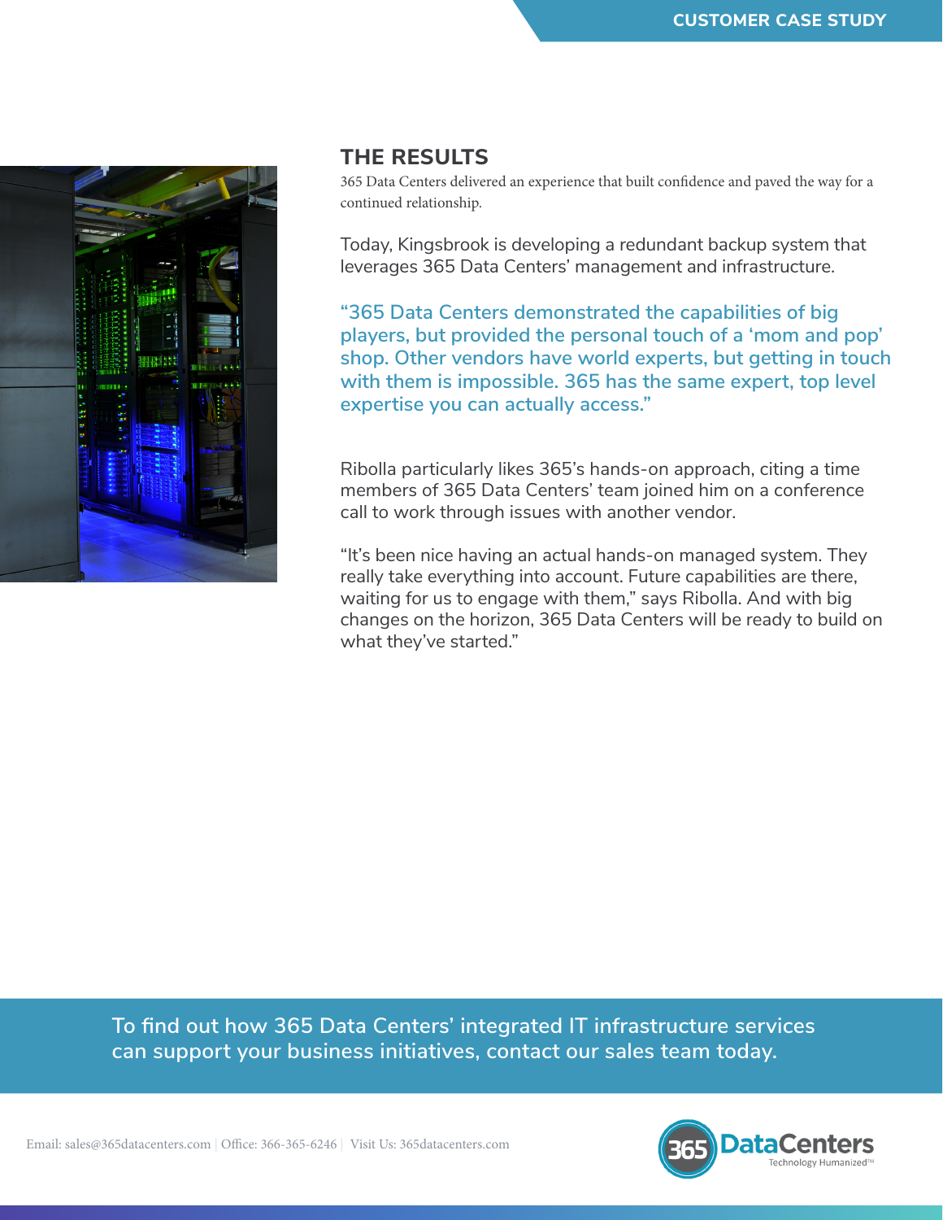## THE RESULTS

365 Data Centers delivered an experience that built confidence and paved the way for a continued relationship.

Today, Kingsbrook is developing a redundant backup system that leverages 365 Data Centers' management and infrastructure.

"365 Data Centers demonstrated the capabilities of big players, but provided the personal touch of a 'mom and pop' shop. Other vendors have world experts, but getting in touch with them is impossible. 365 has the same expert, top level expertise you can actually access."

Ribolla particularly likes 365's hands-on approach, citing a time members of 365 Data Centers' team joined him on a conference call to work through issues with another vendor.

"It's been nice having an actual hands-on managed system. They really take everything into account. Future capabilities are there, waiting for us to engage with them," says Ribolla. And with big changes on the horizon, 365 Data Centers will be ready to build on what they've started."

**To find out how 365 Data Centers' integrated IT infrastructure services can support your business initiatives, contact our sales team today.**

Email: sales@365datacenters.com | Office: 366-365-6246 | Visit Us: 365datacenters.com

365 DataCenters Technology Humanized™